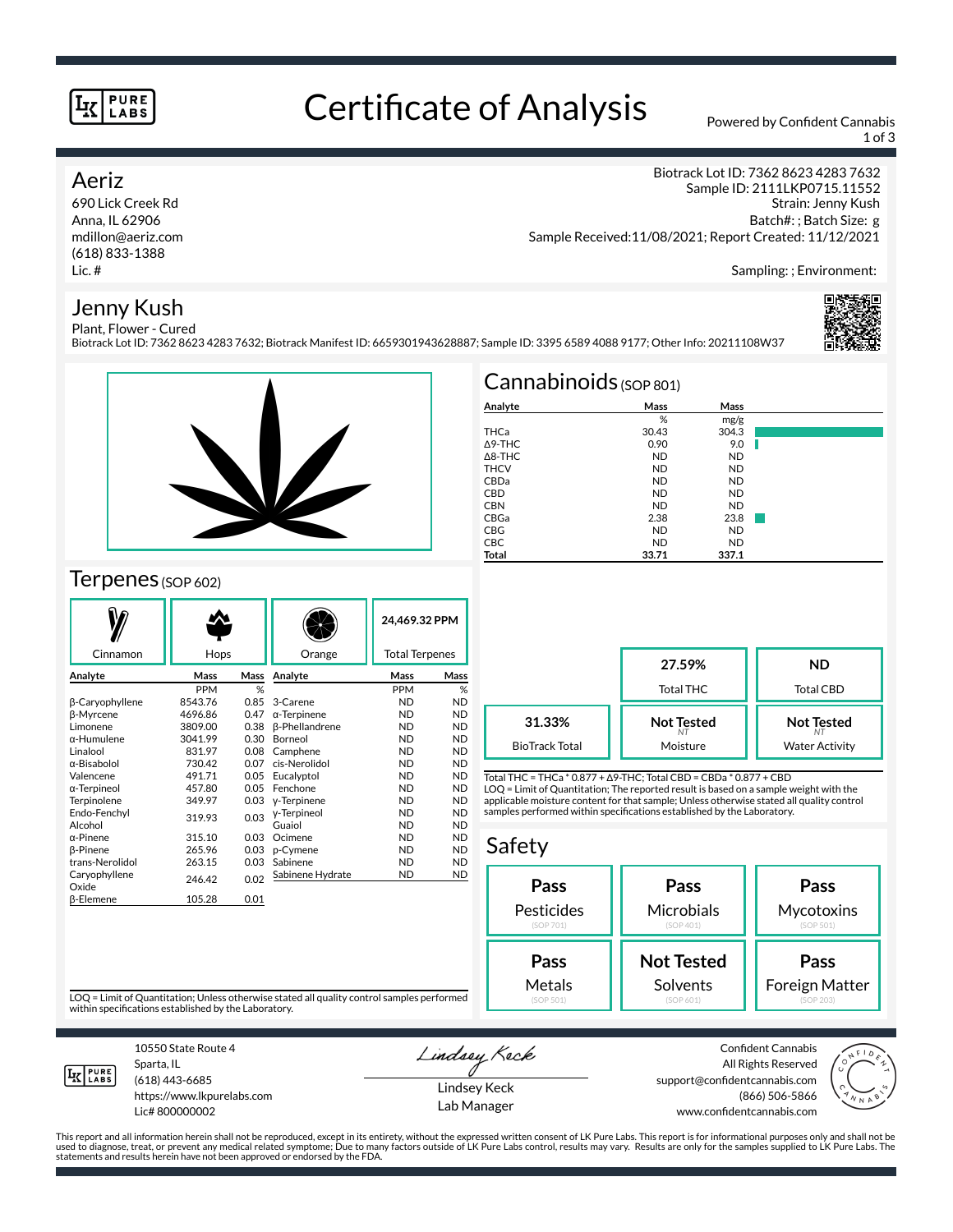# Certificate of Analysis

Powered by Confident Cannabis

## Aeriz

690 Lick Creek Rd
Anna, IL 62906
mdillon@aeriz.com
(618) 833-1388
Lic. #

Biotrack Lot ID: 7362 8623 4283 7632
Sample ID: 2111LKP0715.11552
Strain: Jenny Kush
Batch#: ; Batch Size: g
Sample Received:11/08/2021; Report Created: 11/12/2021

Sampling: ; Environment:

## Jenny Kush

Plant, Flower - Cured
Biotrack Lot ID: 7362 8623 4283 7632; Biotrack Manifest ID: 6659301943628887; Sample ID: 3395 6589 4088 9177; Other Info: 20211108W37

## Cannabinoids (SOP 801)

| Analyte | Mass | Mass |
|---|---|---|
| | % | mg/g |
| THCa | 30.43 | 304.3 |
| Δ9-THC | 0.90 | 9.0 |
| Δ8-THC | ND | ND |
| THCV | ND | ND |
| CBDa | ND | ND |
| CBD | ND | ND |
| CBN | ND | ND |
| CBGa | 2.38 | 23.8 |
| CBG | ND | ND |
| CBC | ND | ND |
| **Total** | **33.71** | **337.1** |

| | |
|---|---|
| **27.59%** | Total THC |
| **ND** | Total CBD |
| **31.33%** | BioTrack Total |
| **Not Tested** (NT) | Moisture |
| **Not Tested** (NT) | Water Activity |

Total THC = THCa * 0.877 + Δ9-THC; Total CBD = CBDa * 0.877 + CBD
LOQ = Limit of Quantitation; The reported result is based on a sample weight with the applicable moisture content for that sample; Unless otherwise stated all quality control samples performed within specifications established by the Laboratory.

## Terpenes (SOP 602)

Cinnamon | Hops | Orange | **24,469.32 PPM** Total Terpenes

| Analyte | Mass | Mass | Analyte | Mass | Mass |
|---|---|---|---|---|---|
| | PPM | % | | PPM | % |
| β-Caryophyllene | 8543.76 | 0.85 | 3-Carene | ND | ND |
| β-Myrcene | 4696.86 | 0.47 | α-Terpinene | ND | ND |
| Limonene | 3809.00 | 0.38 | β-Phellandrene | ND | ND |
| α-Humulene | 3041.99 | 0.30 | Borneol | ND | ND |
| Linalool | 831.97 | 0.08 | Camphene | ND | ND |
| α-Bisabolol | 730.42 | 0.07 | cis-Nerolidol | ND | ND |
| Valencene | 491.71 | 0.05 | Eucalyptol | ND | ND |
| α-Terpineol | 457.80 | 0.05 | Fenchone | ND | ND |
| Terpinolene | 349.97 | 0.03 | γ-Terpinene | ND | ND |
| Endo-Fenchyl Alcohol | 319.93 | 0.03 | γ-Terpineol | ND | ND |
| | | | Guaiol | ND | ND |
| α-Pinene | 315.10 | 0.03 | Ocimene | ND | ND |
| β-Pinene | 265.96 | 0.03 | p-Cymene | ND | ND |
| trans-Nerolidol | 263.15 | 0.03 | Sabinene | ND | ND |
| Caryophyllene Oxide | 246.42 | 0.02 | Sabinene Hydrate | ND | ND |
| β-Elemene | 105.28 | 0.01 | | | |

LOQ = Limit of Quantitation; Unless otherwise stated all quality control samples performed within specifications established by the Laboratory.

## Safety

| | | |
|---|---|---|
| **Pass** Pesticides (SOP 701) | **Pass** Microbials (SOP 401) | **Pass** Mycotoxins (SOP 501) |
| **Pass** Metals (SOP 501) | **Not Tested** Solvents (SOP 601) | **Pass** Foreign Matter (SOP 203) |

10550 State Route 4
Sparta, IL
(618) 443-6685
https://www.lkpurelabs.com
Lic# 800000002

Lindsey Keck
Lab Manager

Confident Cannabis
All Rights Reserved
support@confidentcannabis.com
(866) 506-5866
www.confidentcannabis.com

This report and all information herein shall not be reproduced, except in its entirety, without the expressed written consent of LK Pure Labs. This report is for informational purposes only and shall not be used to diagnose, treat, or prevent any medical related symptome; Due to many factors outside of LK Pure Labs control, results may vary. Results are only for the samples supplied to LK Pure Labs. The statements and results herein have not been approved or endorsed by the FDA.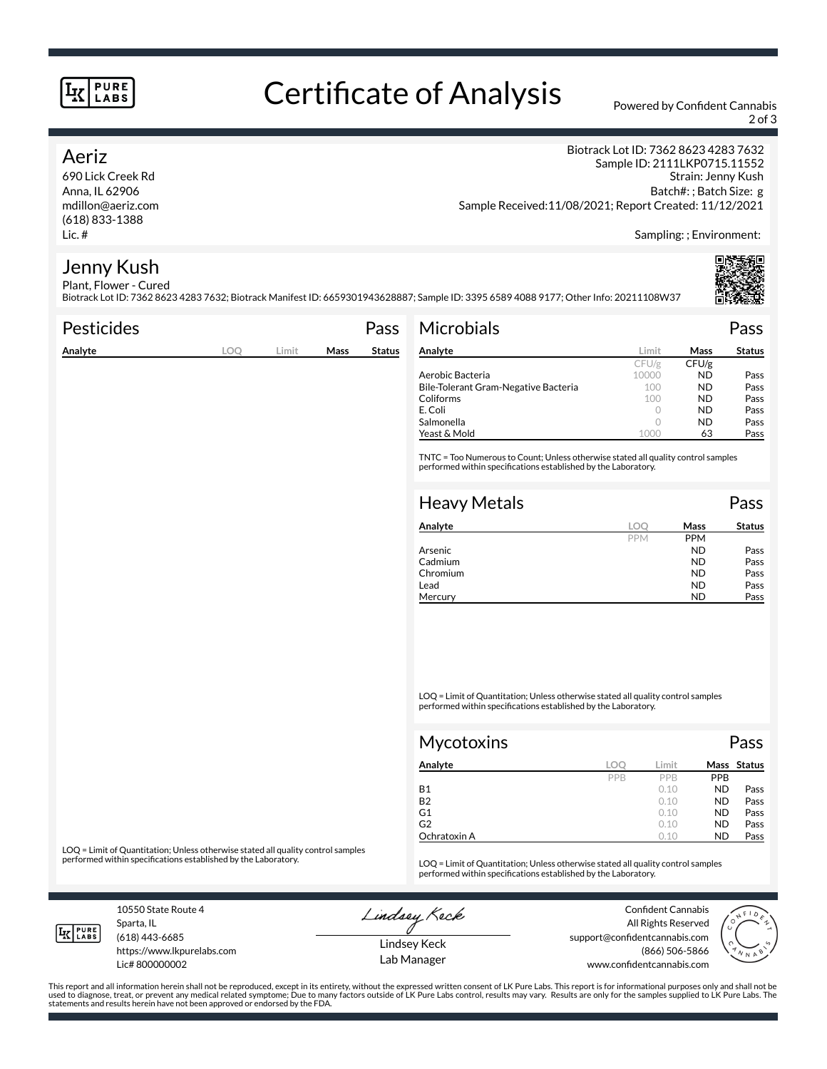# Certificate of Analysis

Powered by Confident Cannabis

## Aeriz

690 Lick Creek Rd
Anna, IL 62906
mdillon@aeriz.com
(618) 833-1388
Lic. #

Biotrack Lot ID: 7362 8623 4283 7632
Sample ID: 2111LKP0715.11552
Strain: Jenny Kush
Batch#: ; Batch Size: g
Sample Received:11/08/2021; Report Created: 11/12/2021

Sampling: ; Environment:

## Jenny Kush

Plant, Flower - Cured
Biotrack Lot ID: 7362 8623 4283 7632; Biotrack Manifest ID: 6659301943628887; Sample ID: 3395 6589 4088 9177; Other Info: 20211108W37

### Pesticides — Pass

| Analyte | LOQ | Limit | Mass | Status |
|---|---|---|---|---|

LOQ = Limit of Quantitation; Unless otherwise stated all quality control samples performed within specifications established by the Laboratory.

### Microbials — Pass

| Analyte | Limit | Mass | Status |
|---|---|---|---|
| | CFU/g | CFU/g | |
| Aerobic Bacteria | 10000 | ND | Pass |
| Bile-Tolerant Gram-Negative Bacteria | 100 | ND | Pass |
| Coliforms | 100 | ND | Pass |
| E. Coli | 0 | ND | Pass |
| Salmonella | 0 | ND | Pass |
| Yeast & Mold | 1000 | 63 | Pass |

TNTC = Too Numerous to Count; Unless otherwise stated all quality control samples performed within specifications established by the Laboratory.

### Heavy Metals — Pass

| Analyte | LOQ | Mass | Status |
|---|---|---|---|
| | PPM | PPM | |
| Arsenic | | ND | Pass |
| Cadmium | | ND | Pass |
| Chromium | | ND | Pass |
| Lead | | ND | Pass |
| Mercury | | ND | Pass |

LOQ = Limit of Quantitation; Unless otherwise stated all quality control samples performed within specifications established by the Laboratory.

### Mycotoxins — Pass

| Analyte | LOQ | Limit | Mass | Status |
|---|---|---|---|---|
| | PPB | PPB | PPB | |
| B1 | | 0.10 | ND | Pass |
| B2 | | 0.10 | ND | Pass |
| G1 | | 0.10 | ND | Pass |
| G2 | | 0.10 | ND | Pass |
| Ochratoxin A | | 0.10 | ND | Pass |

LOQ = Limit of Quantitation; Unless otherwise stated all quality control samples performed within specifications established by the Laboratory.

10550 State Route 4
Sparta, IL
(618) 443-6685
https://www.lkpurelabs.com
Lic# 800000002

Lindsey Keck
Lab Manager

Confident Cannabis
All Rights Reserved
support@confidentcannabis.com
(866) 506-5866
www.confidentcannabis.com

This report and all information herein shall not be reproduced, except in its entirety, without the expressed written consent of LK Pure Labs. This report is for informational purposes only and shall not be used to diagnose, treat, or prevent any medical related symptome; Due to many factors outside of LK Pure Labs control, results may vary. Results are only for the samples supplied to LK Pure Labs. The statements and results herein have not been approved or endorsed by the FDA.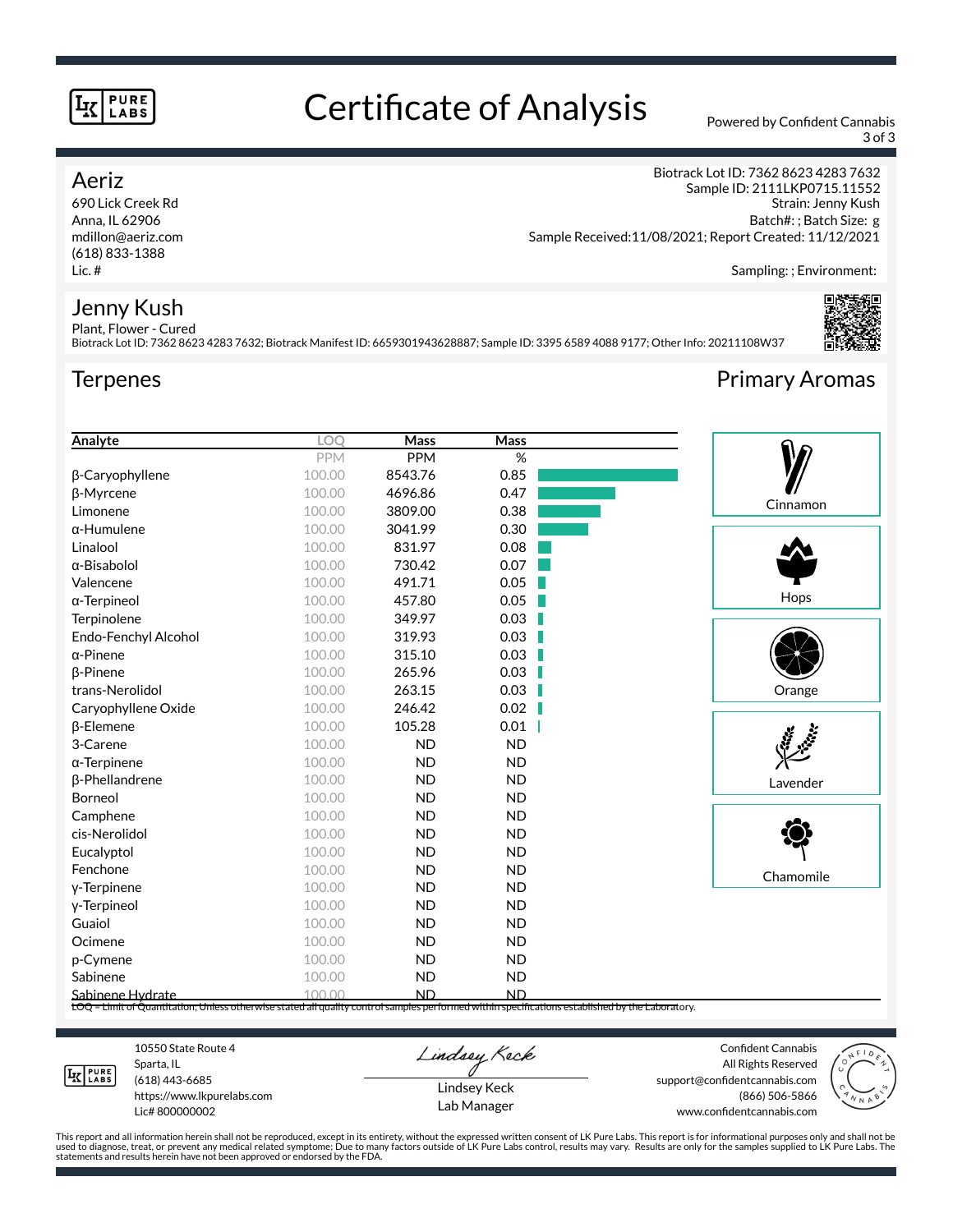# Certificate of Analysis

Powered by Confident Cannabis

## Aeriz

690 Lick Creek Rd
Anna, IL 62906
mdillon@aeriz.com
(618) 833-1388
Lic. #

Biotrack Lot ID: 7362 8623 4283 7632
Sample ID: 2111LKP0715.11552
Strain: Jenny Kush
Batch#: ; Batch Size: g
Sample Received:11/08/2021; Report Created: 11/12/2021

Sampling: ; Environment:

## Jenny Kush

Plant, Flower - Cured
Biotrack Lot ID: 7362 8623 4283 7632; Biotrack Manifest ID: 6659301943628887; Sample ID: 3395 6589 4088 9177; Other Info: 20211108W37

## Terpenes

| Analyte | LOQ | Mass | Mass |
|---|---|---|---|
| | PPM | PPM | % |
| β-Caryophyllene | 100.00 | 8543.76 | 0.85 |
| β-Myrcene | 100.00 | 4696.86 | 0.47 |
| Limonene | 100.00 | 3809.00 | 0.38 |
| α-Humulene | 100.00 | 3041.99 | 0.30 |
| Linalool | 100.00 | 831.97 | 0.08 |
| α-Bisabolol | 100.00 | 730.42 | 0.07 |
| Valencene | 100.00 | 491.71 | 0.05 |
| α-Terpineol | 100.00 | 457.80 | 0.05 |
| Terpinolene | 100.00 | 349.97 | 0.03 |
| Endo-Fenchyl Alcohol | 100.00 | 319.93 | 0.03 |
| α-Pinene | 100.00 | 315.10 | 0.03 |
| β-Pinene | 100.00 | 265.96 | 0.03 |
| trans-Nerolidol | 100.00 | 263.15 | 0.03 |
| Caryophyllene Oxide | 100.00 | 246.42 | 0.02 |
| β-Elemene | 100.00 | 105.28 | 0.01 |
| 3-Carene | 100.00 | ND | ND |
| α-Terpinene | 100.00 | ND | ND |
| β-Phellandrene | 100.00 | ND | ND |
| Borneol | 100.00 | ND | ND |
| Camphene | 100.00 | ND | ND |
| cis-Nerolidol | 100.00 | ND | ND |
| Eucalyptol | 100.00 | ND | ND |
| Fenchone | 100.00 | ND | ND |
| γ-Terpinene | 100.00 | ND | ND |
| γ-Terpineol | 100.00 | ND | ND |
| Guaiol | 100.00 | ND | ND |
| Ocimene | 100.00 | ND | ND |
| p-Cymene | 100.00 | ND | ND |
| Sabinene | 100.00 | ND | ND |
| Sabinene Hydrate | 100.00 | ND | ND |

LOQ = Limit of Quantitation; Unless otherwise stated all quality control samples performed within specifications established by the Laboratory.

## Primary Aromas

Cinnamon
Hops
Orange
Lavender
Chamomile

10550 State Route 4
Sparta, IL
(618) 443-6685
https://www.lkpurelabs.com
Lic# 800000002

Lindsey Keck
Lab Manager

Confident Cannabis
All Rights Reserved
support@confidentcannabis.com
(866) 506-5866
www.confidentcannabis.com

This report and all information herein shall not be reproduced, except in its entirety, without the expressed written consent of LK Pure Labs. This report is for informational purposes only and shall not be used to diagnose, treat, or prevent any medical related symptome; Due to many factors outside of LK Pure Labs control, results may vary. Results are only for the samples supplied to LK Pure Labs. The statements and results herein have not been approved or endorsed by the FDA.